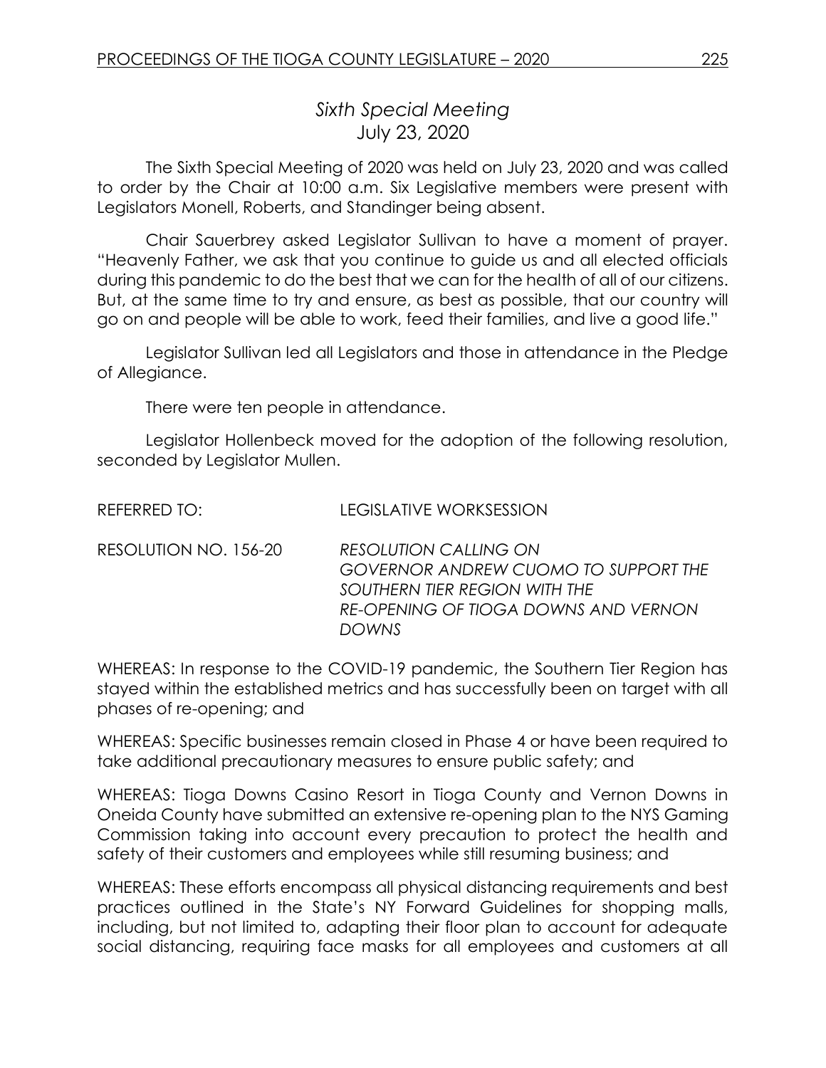# *Sixth Special Meeting*
July 23, 2020

The Sixth Special Meeting of 2020 was held on July 23, 2020 and was called to order by the Chair at 10:00 a.m. Six Legislative members were present with Legislators Monell, Roberts, and Standinger being absent.

Chair Sauerbrey asked Legislator Sullivan to have a moment of prayer. "Heavenly Father, we ask that you continue to guide us and all elected officials during this pandemic to do the best that we can for the health of all of our citizens. But, at the same time to try and ensure, as best as possible, that our country will go on and people will be able to work, feed their families, and live a good life."

Legislator Sullivan led all Legislators and those in attendance in the Pledge of Allegiance.

There were ten people in attendance.

Legislator Hollenbeck moved for the adoption of the following resolution, seconded by Legislator Mullen.

REFERRED TO: LEGISLATIVE WORKSESSION

RESOLUTION NO. 156-20 *RESOLUTION CALLING ON GOVERNOR ANDREW CUOMO TO SUPPORT THE SOUTHERN TIER REGION WITH THE RE-OPENING OF TIOGA DOWNS AND VERNON DOWNS*

WHEREAS: In response to the COVID-19 pandemic, the Southern Tier Region has stayed within the established metrics and has successfully been on target with all phases of re-opening; and

WHEREAS: Specific businesses remain closed in Phase 4 or have been required to take additional precautionary measures to ensure public safety; and

WHEREAS: Tioga Downs Casino Resort in Tioga County and Vernon Downs in Oneida County have submitted an extensive re-opening plan to the NYS Gaming Commission taking into account every precaution to protect the health and safety of their customers and employees while still resuming business; and

WHEREAS: These efforts encompass all physical distancing requirements and best practices outlined in the State's NY Forward Guidelines for shopping malls, including, but not limited to, adapting their floor plan to account for adequate social distancing, requiring face masks for all employees and customers at all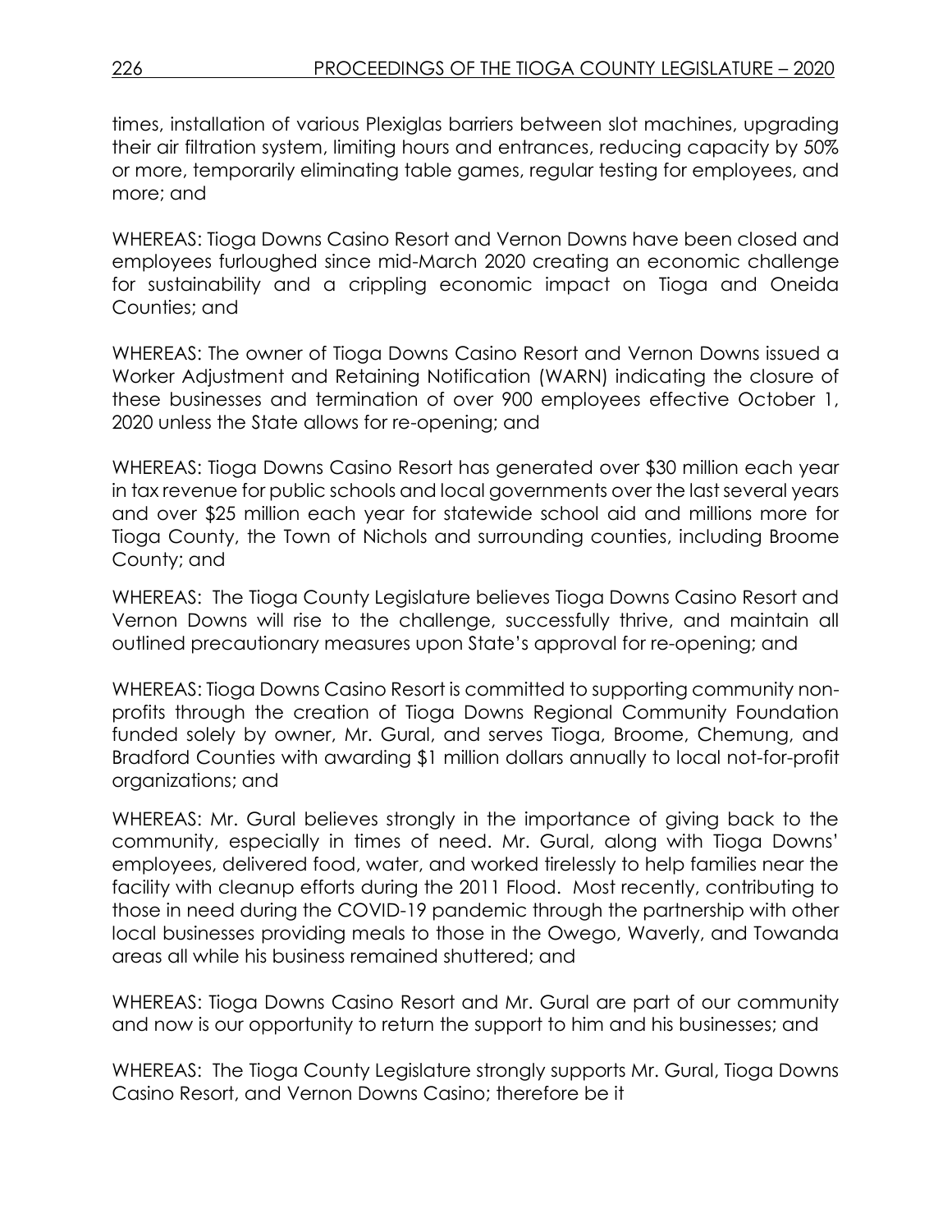times, installation of various Plexiglas barriers between slot machines, upgrading their air filtration system, limiting hours and entrances, reducing capacity by 50% or more, temporarily eliminating table games, regular testing for employees, and more; and

WHEREAS: Tioga Downs Casino Resort and Vernon Downs have been closed and employees furloughed since mid-March 2020 creating an economic challenge for sustainability and a crippling economic impact on Tioga and Oneida Counties; and

WHEREAS: The owner of Tioga Downs Casino Resort and Vernon Downs issued a Worker Adjustment and Retaining Notification (WARN) indicating the closure of these businesses and termination of over 900 employees effective October 1, 2020 unless the State allows for re-opening; and

WHEREAS: Tioga Downs Casino Resort has generated over $30 million each year in tax revenue for public schools and local governments over the last several years and over $25 million each year for statewide school aid and millions more for Tioga County, the Town of Nichols and surrounding counties, including Broome County; and

WHEREAS: The Tioga County Legislature believes Tioga Downs Casino Resort and Vernon Downs will rise to the challenge, successfully thrive, and maintain all outlined precautionary measures upon State's approval for re-opening; and

WHEREAS: Tioga Downs Casino Resort is committed to supporting community non-profits through the creation of Tioga Downs Regional Community Foundation funded solely by owner, Mr. Gural, and serves Tioga, Broome, Chemung, and Bradford Counties with awarding $1 million dollars annually to local not-for-profit organizations; and

WHEREAS: Mr. Gural believes strongly in the importance of giving back to the community, especially in times of need. Mr. Gural, along with Tioga Downs' employees, delivered food, water, and worked tirelessly to help families near the facility with cleanup efforts during the 2011 Flood. Most recently, contributing to those in need during the COVID-19 pandemic through the partnership with other local businesses providing meals to those in the Owego, Waverly, and Towanda areas all while his business remained shuttered; and

WHEREAS: Tioga Downs Casino Resort and Mr. Gural are part of our community and now is our opportunity to return the support to him and his businesses; and

WHEREAS: The Tioga County Legislature strongly supports Mr. Gural, Tioga Downs Casino Resort, and Vernon Downs Casino; therefore be it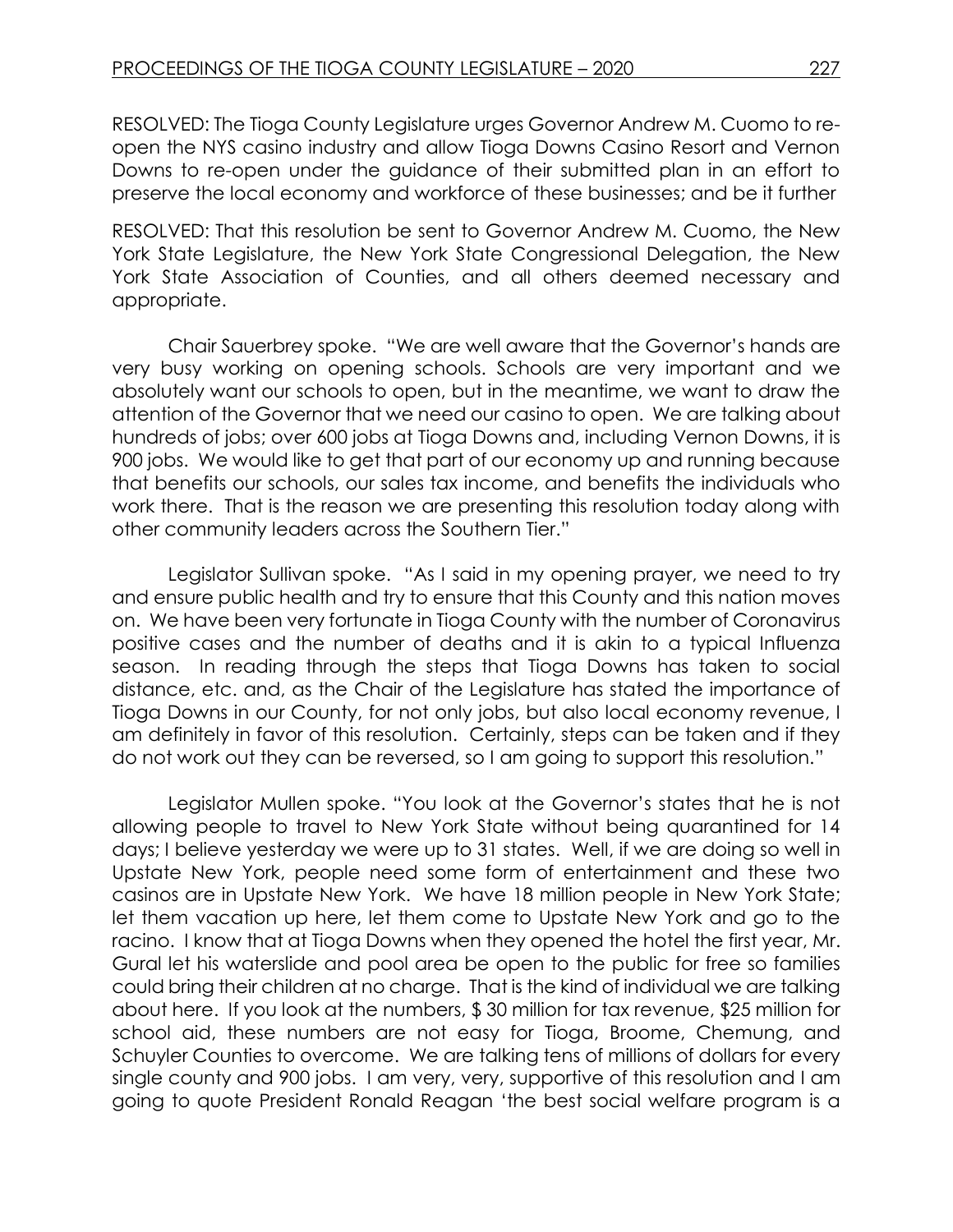RESOLVED: The Tioga County Legislature urges Governor Andrew M. Cuomo to re-open the NYS casino industry and allow Tioga Downs Casino Resort and Vernon Downs to re-open under the guidance of their submitted plan in an effort to preserve the local economy and workforce of these businesses; and be it further

RESOLVED: That this resolution be sent to Governor Andrew M. Cuomo, the New York State Legislature, the New York State Congressional Delegation, the New York State Association of Counties, and all others deemed necessary and appropriate.

Chair Sauerbrey spoke. "We are well aware that the Governor's hands are very busy working on opening schools. Schools are very important and we absolutely want our schools to open, but in the meantime, we want to draw the attention of the Governor that we need our casino to open. We are talking about hundreds of jobs; over 600 jobs at Tioga Downs and, including Vernon Downs, it is 900 jobs. We would like to get that part of our economy up and running because that benefits our schools, our sales tax income, and benefits the individuals who work there. That is the reason we are presenting this resolution today along with other community leaders across the Southern Tier."

Legislator Sullivan spoke. "As I said in my opening prayer, we need to try and ensure public health and try to ensure that this County and this nation moves on. We have been very fortunate in Tioga County with the number of Coronavirus positive cases and the number of deaths and it is akin to a typical Influenza season. In reading through the steps that Tioga Downs has taken to social distance, etc. and, as the Chair of the Legislature has stated the importance of Tioga Downs in our County, for not only jobs, but also local economy revenue, I am definitely in favor of this resolution. Certainly, steps can be taken and if they do not work out they can be reversed, so I am going to support this resolution."

Legislator Mullen spoke. "You look at the Governor's states that he is not allowing people to travel to New York State without being quarantined for 14 days; I believe yesterday we were up to 31 states. Well, if we are doing so well in Upstate New York, people need some form of entertainment and these two casinos are in Upstate New York. We have 18 million people in New York State; let them vacation up here, let them come to Upstate New York and go to the racino. I know that at Tioga Downs when they opened the hotel the first year, Mr. Gural let his waterslide and pool area be open to the public for free so families could bring their children at no charge. That is the kind of individual we are talking about here. If you look at the numbers, $ 30 million for tax revenue, $25 million for school aid, these numbers are not easy for Tioga, Broome, Chemung, and Schuyler Counties to overcome. We are talking tens of millions of dollars for every single county and 900 jobs. I am very, very, supportive of this resolution and I am going to quote President Ronald Reagan 'the best social welfare program is a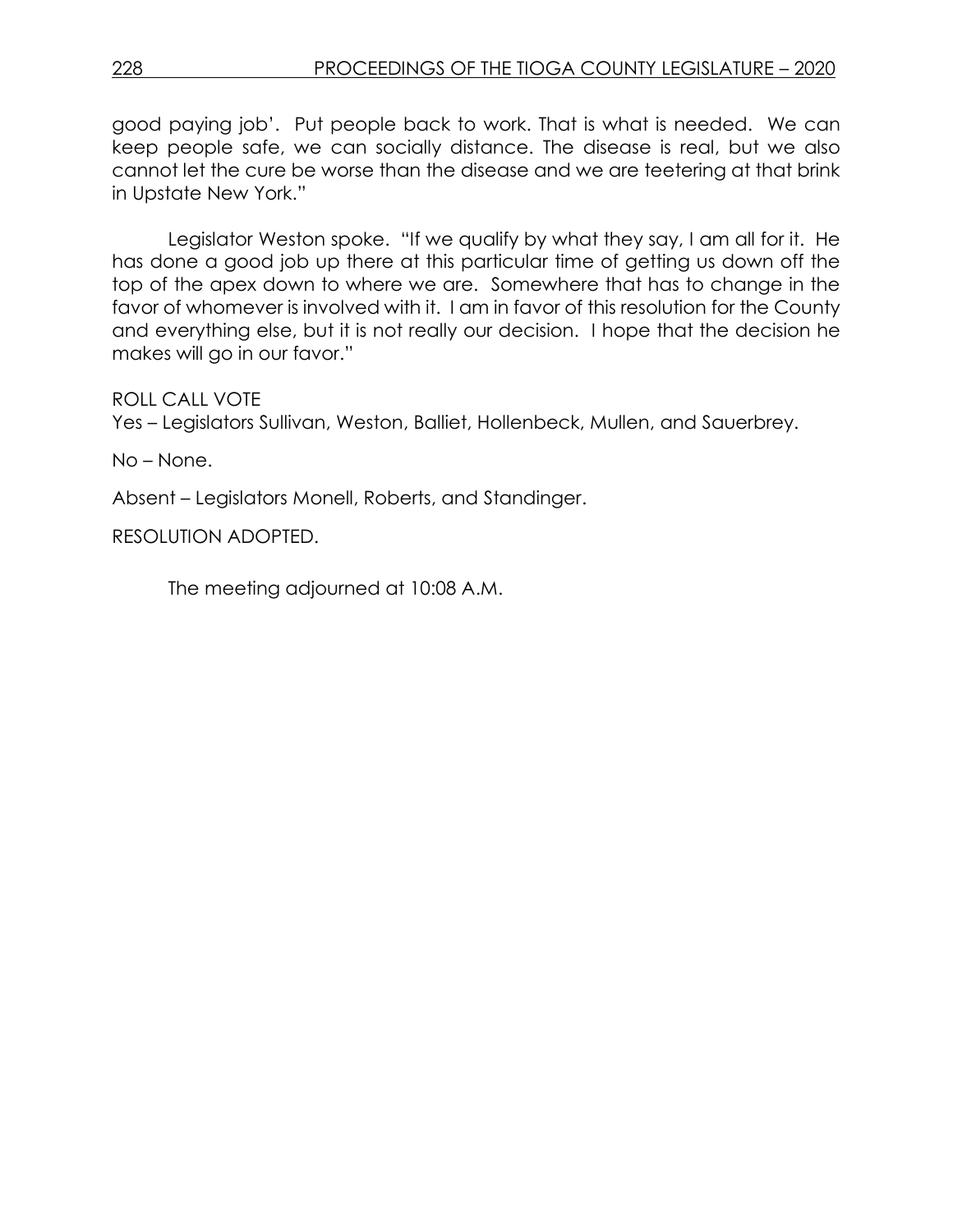good paying job'. Put people back to work. That is what is needed. We can keep people safe, we can socially distance. The disease is real, but we also cannot let the cure be worse than the disease and we are teetering at that brink in Upstate New York."

Legislator Weston spoke. "If we qualify by what they say, I am all for it. He has done a good job up there at this particular time of getting us down off the top of the apex down to where we are. Somewhere that has to change in the favor of whomever is involved with it. I am in favor of this resolution for the County and everything else, but it is not really our decision. I hope that the decision he makes will go in our favor."

ROLL CALL VOTE
Yes – Legislators Sullivan, Weston, Balliet, Hollenbeck, Mullen, and Sauerbrey.

No – None.

Absent – Legislators Monell, Roberts, and Standinger.

RESOLUTION ADOPTED.

The meeting adjourned at 10:08 A.M.